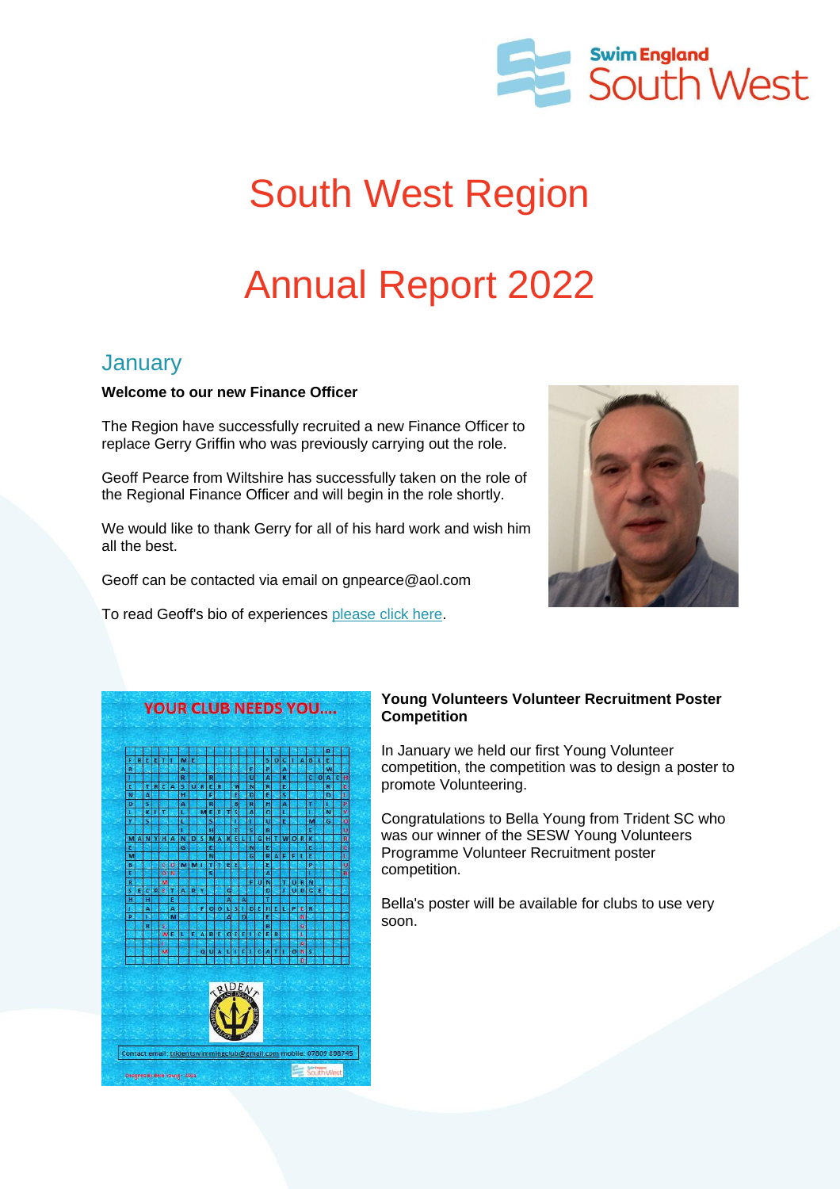# South West Region

# Annual Report 2022

## January

**Welcome to our new Finance Officer**

The Region have successfully recruited a new Finance Officer to replace Gerry Griffin who was previously carrying out the role.

Geoff Pearce from Wiltshire has successfully taken on the role of the Regional Finance Officer and will begin in the role shortly.

We would like to thank Gerry for all of his hard work and wish him all the best.

Geoff can be contacted via email on gnpearce@aol.com

To read Geoff's bio of experiences please click here.

**Young Volunteers Volunteer Recruitment Poster Competition**

In January we held our first Young Volunteer competition, the competition was to design a poster to promote Volunteering.

Congratulations to Bella Young from Trident SC who was our winner of the SESW Young Volunteers Programme Volunteer Recruitment poster competition.

Bella's poster will be available for clubs to use very soon.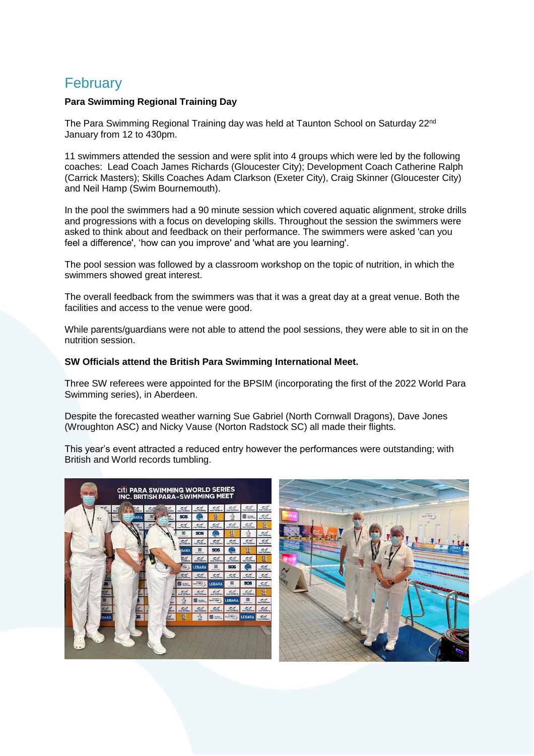## February

**Para Swimming Regional Training Day**

The Para Swimming Regional Training day was held at Taunton School on Saturday 22nd January from 12 to 430pm.

11 swimmers attended the session and were split into 4 groups which were led by the following coaches: Lead Coach James Richards (Gloucester City); Development Coach Catherine Ralph (Carrick Masters); Skills Coaches Adam Clarkson (Exeter City), Craig Skinner (Gloucester City) and Neil Hamp (Swim Bournemouth).

In the pool the swimmers had a 90 minute session which covered aquatic alignment, stroke drills and progressions with a focus on developing skills. Throughout the session the swimmers were asked to think about and feedback on their performance. The swimmers were asked 'can you feel a difference', 'how can you improve' and 'what are you learning'.

The pool session was followed by a classroom workshop on the topic of nutrition, in which the swimmers showed great interest.

The overall feedback from the swimmers was that it was a great day at a great venue. Both the facilities and access to the venue were good.

While parents/guardians were not able to attend the pool sessions, they were able to sit in on the nutrition session.

**SW Officials attend the British Para Swimming International Meet.**

Three SW referees were appointed for the BPSIM (incorporating the first of the 2022 World Para Swimming series), in Aberdeen.

Despite the forecasted weather warning Sue Gabriel (North Cornwall Dragons), Dave Jones (Wroughton ASC) and Nicky Vause (Norton Radstock SC) all made their flights.

This year's event attracted a reduced entry however the performances were outstanding; with British and World records tumbling.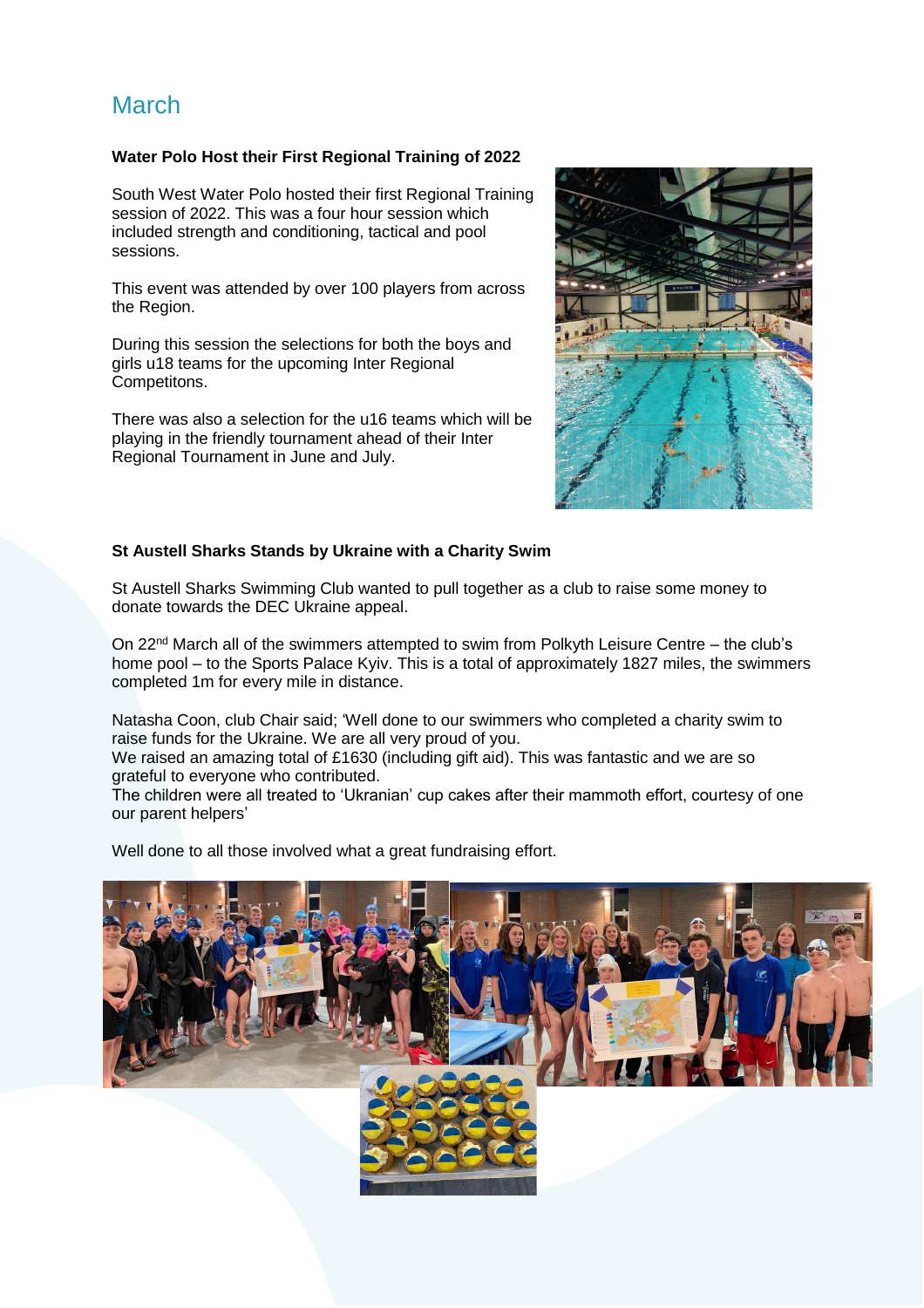## March

### Water Polo Host their First Regional Training of 2022

South West Water Polo hosted their first Regional Training session of 2022. This was a four hour session which included strength and conditioning, tactical and pool sessions.

This event was attended by over 100 players from across the Region.

During this session the selections for both the boys and girls u18 teams for the upcoming Inter Regional Competitons.

There was also a selection for the u16 teams which will be playing in the friendly tournament ahead of their Inter Regional Tournament in June and July.

### St Austell Sharks Stands by Ukraine with a Charity Swim

St Austell Sharks Swimming Club wanted to pull together as a club to raise some money to donate towards the DEC Ukraine appeal.

On 22nd March all of the swimmers attempted to swim from Polkyth Leisure Centre – the club's home pool – to the Sports Palace Kyiv. This is a total of approximately 1827 miles, the swimmers completed 1m for every mile in distance.

Natasha Coon, club Chair said; 'Well done to our swimmers who completed a charity swim to raise funds for the Ukraine. We are all very proud of you.
We raised an amazing total of £1630 (including gift aid). This was fantastic and we are so grateful to everyone who contributed.
The children were all treated to 'Ukranian' cup cakes after their mammoth effort, courtesy of one our parent helpers'

Well done to all those involved what a great fundraising effort.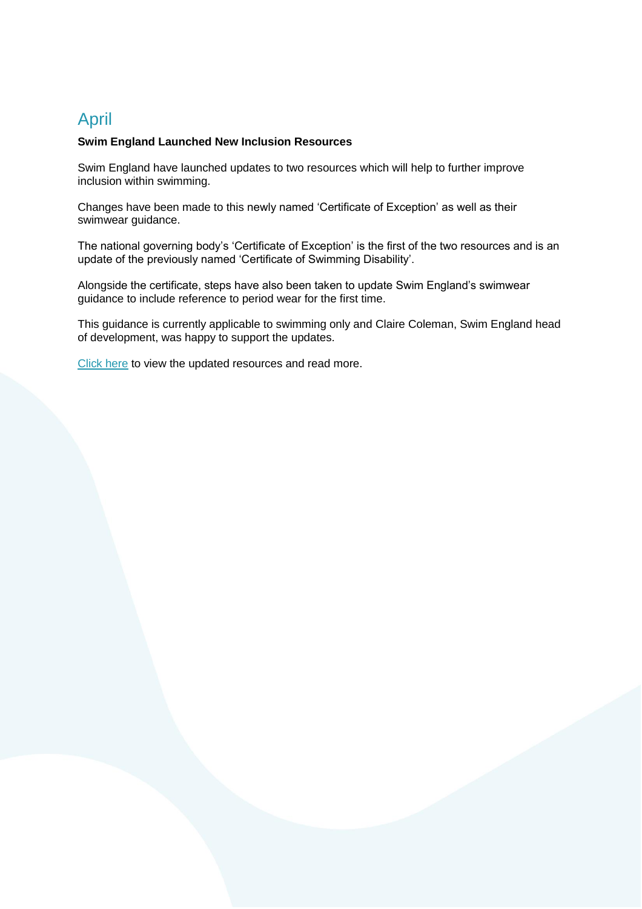## April

**Swim England Launched New Inclusion Resources**

Swim England have launched updates to two resources which will help to further improve inclusion within swimming.

Changes have been made to this newly named 'Certificate of Exception' as well as their swimwear guidance.

The national governing body's 'Certificate of Exception' is the first of the two resources and is an update of the previously named 'Certificate of Swimming Disability'.

Alongside the certificate, steps have also been taken to update Swim England's swimwear guidance to include reference to period wear for the first time.

This guidance is currently applicable to swimming only and Claire Coleman, Swim England head of development, was happy to support the updates.

Click here to view the updated resources and read more.